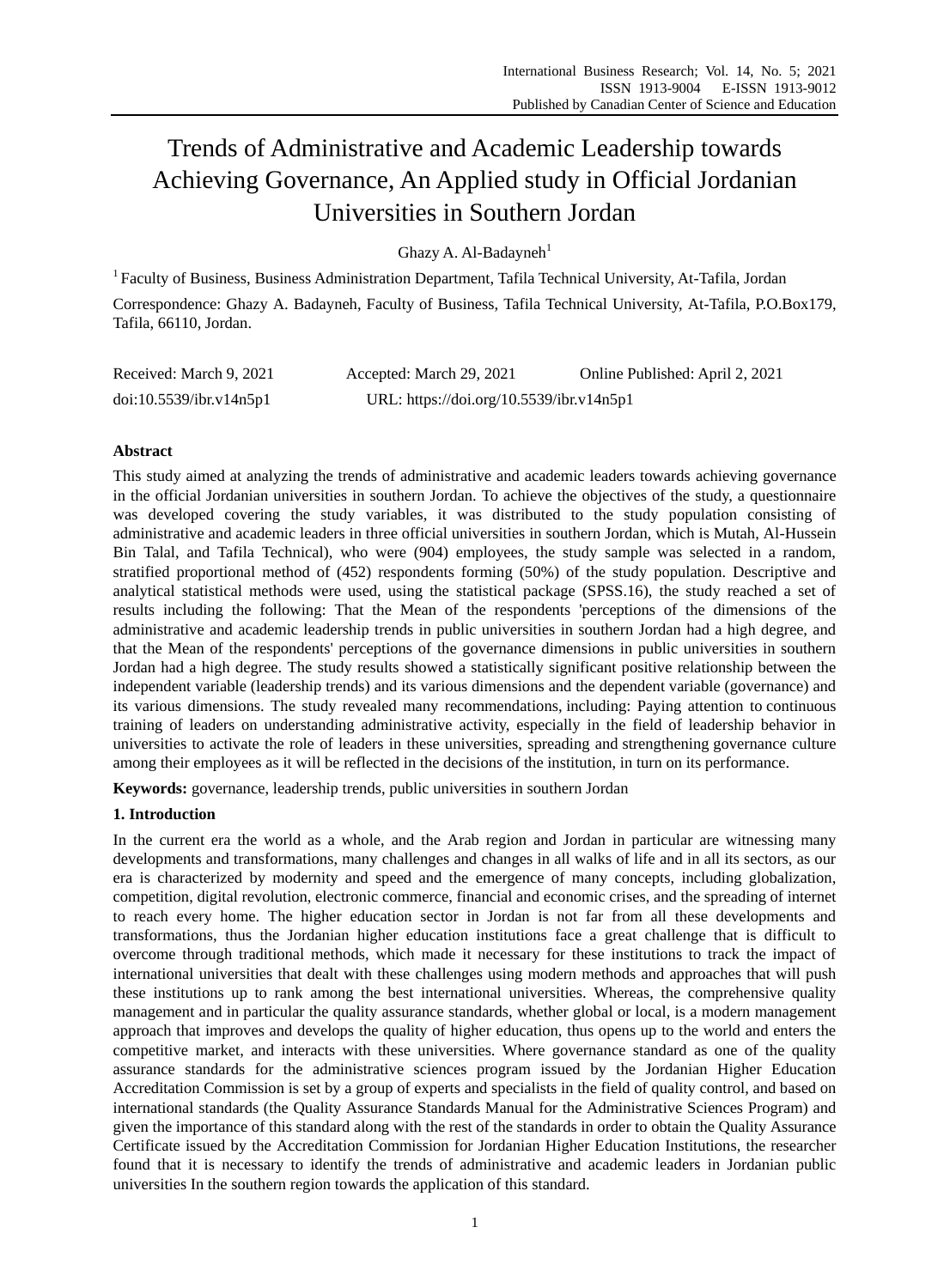# Trends of Administrative and Academic Leadership towards Achieving Governance, An Applied study in Official Jordanian Universities in Southern Jordan

Ghazy A. Al-Badayneh[1]

[1] Faculty of Business, Business Administration Department, Tafila Technical University, At-Tafila, Jordan

Correspondence: Ghazy A. Badayneh, Faculty of Business, Tafila Technical University, At-Tafila, P.O.Box179, Tafila, 66110, Jordan.

Received: March 9, 2021 Accepted: March 29, 2021 Online Published: April 2, 2021

doi:10.5539/ibr.v14n5p1 URL: https://doi.org/10.5539/ibr.v14n5p1

## Abstract

This study aimed at analyzing the trends of administrative and academic leaders towards achieving governance in the official Jordanian universities in southern Jordan. To achieve the objectives of the study, a questionnaire was developed covering the study variables, it was distributed to the study population consisting of administrative and academic leaders in three official universities in southern Jordan, which is Mutah, Al-Hussein Bin Talal, and Tafila Technical), who were (904) employees, the study sample was selected in a random, stratified proportional method of (452) respondents forming (50%) of the study population. Descriptive and analytical statistical methods were used, using the statistical package (SPSS.16), the study reached a set of results including the following: That the Mean of the respondents 'perceptions of the dimensions of the administrative and academic leadership trends in public universities in southern Jordan had a high degree, and that the Mean of the respondents' perceptions of the governance dimensions in public universities in southern Jordan had a high degree. The study results showed a statistically significant positive relationship between the independent variable (leadership trends) and its various dimensions and the dependent variable (governance) and its various dimensions. The study revealed many recommendations, including: Paying attention to continuous training of leaders on understanding administrative activity, especially in the field of leadership behavior in universities to activate the role of leaders in these universities, spreading and strengthening governance culture among their employees as it will be reflected in the decisions of the institution, in turn on its performance.

**Keywords:** governance, leadership trends, public universities in southern Jordan

## 1. Introduction

In the current era the world as a whole, and the Arab region and Jordan in particular are witnessing many developments and transformations, many challenges and changes in all walks of life and in all its sectors, as our era is characterized by modernity and speed and the emergence of many concepts, including globalization, competition, digital revolution, electronic commerce, financial and economic crises, and the spreading of internet to reach every home. The higher education sector in Jordan is not far from all these developments and transformations, thus the Jordanian higher education institutions face a great challenge that is difficult to overcome through traditional methods, which made it necessary for these institutions to track the impact of international universities that dealt with these challenges using modern methods and approaches that will push these institutions up to rank among the best international universities. Whereas, the comprehensive quality management and in particular the quality assurance standards, whether global or local, is a modern management approach that improves and develops the quality of higher education, thus opens up to the world and enters the competitive market, and interacts with these universities. Where governance standard as one of the quality assurance standards for the administrative sciences program issued by the Jordanian Higher Education Accreditation Commission is set by a group of experts and specialists in the field of quality control, and based on international standards (the Quality Assurance Standards Manual for the Administrative Sciences Program) and given the importance of this standard along with the rest of the standards in order to obtain the Quality Assurance Certificate issued by the Accreditation Commission for Jordanian Higher Education Institutions, the researcher found that it is necessary to identify the trends of administrative and academic leaders in Jordanian public universities In the southern region towards the application of this standard.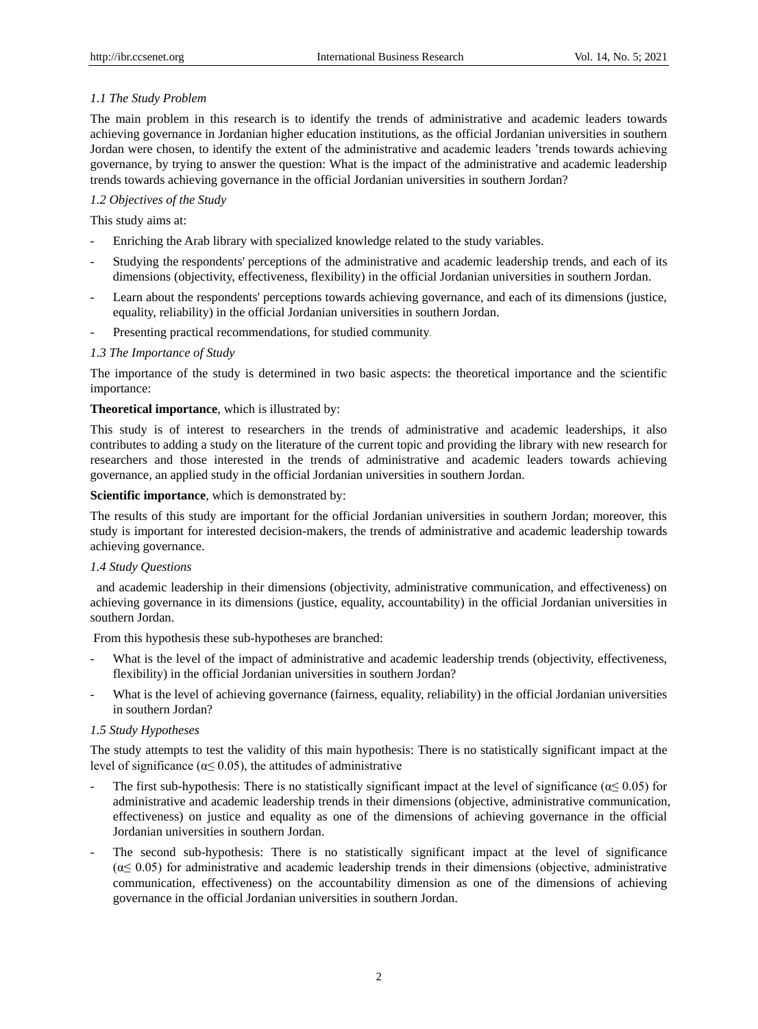### *1.1 The Study Problem*

The main problem in this research is to identify the trends of administrative and academic leaders towards achieving governance in Jordanian higher education institutions, as the official Jordanian universities in southern Jordan were chosen, to identify the extent of the administrative and academic leaders 'trends towards achieving governance, by trying to answer the question: What is the impact of the administrative and academic leadership trends towards achieving governance in the official Jordanian universities in southern Jordan?

### *1.2 Objectives of the Study*

This study aims at:

- Enriching the Arab library with specialized knowledge related to the study variables.
- Studying the respondents' perceptions of the administrative and academic leadership trends, and each of its dimensions (objectivity, effectiveness, flexibility) in the official Jordanian universities in southern Jordan.
- Learn about the respondents' perceptions towards achieving governance, and each of its dimensions (justice, equality, reliability) in the official Jordanian universities in southern Jordan.
- Presenting practical recommendations, for studied community.

### *1.3 The Importance of Study*

The importance of the study is determined in two basic aspects: the theoretical importance and the scientific importance:

**Theoretical importance**, which is illustrated by:

This study is of interest to researchers in the trends of administrative and academic leaderships, it also contributes to adding a study on the literature of the current topic and providing the library with new research for researchers and those interested in the trends of administrative and academic leaders towards achieving governance, an applied study in the official Jordanian universities in southern Jordan.

**Scientific importance**, which is demonstrated by:

The results of this study are important for the official Jordanian universities in southern Jordan; moreover, this study is important for interested decision-makers, the trends of administrative and academic leadership towards achieving governance.

### *1.4 Study Questions*

and academic leadership in their dimensions (objectivity, administrative communication, and effectiveness) on achieving governance in its dimensions (justice, equality, accountability) in the official Jordanian universities in southern Jordan.

From this hypothesis these sub-hypotheses are branched:

- What is the level of the impact of administrative and academic leadership trends (objectivity, effectiveness, flexibility) in the official Jordanian universities in southern Jordan?
- What is the level of achieving governance (fairness, equality, reliability) in the official Jordanian universities in southern Jordan?

### *1.5 Study Hypotheses*

The study attempts to test the validity of this main hypothesis: There is no statistically significant impact at the level of significance ($\alpha \leq 0.05$), the attitudes of administrative

- The first sub-hypothesis: There is no statistically significant impact at the level of significance ($\alpha \leq 0.05$) for administrative and academic leadership trends in their dimensions (objective, administrative communication, effectiveness) on justice and equality as one of the dimensions of achieving governance in the official Jordanian universities in southern Jordan.
- The second sub-hypothesis: There is no statistically significant impact at the level of significance ($\alpha \leq 0.05$) for administrative and academic leadership trends in their dimensions (objective, administrative communication, effectiveness) on the accountability dimension as one of the dimensions of achieving governance in the official Jordanian universities in southern Jordan.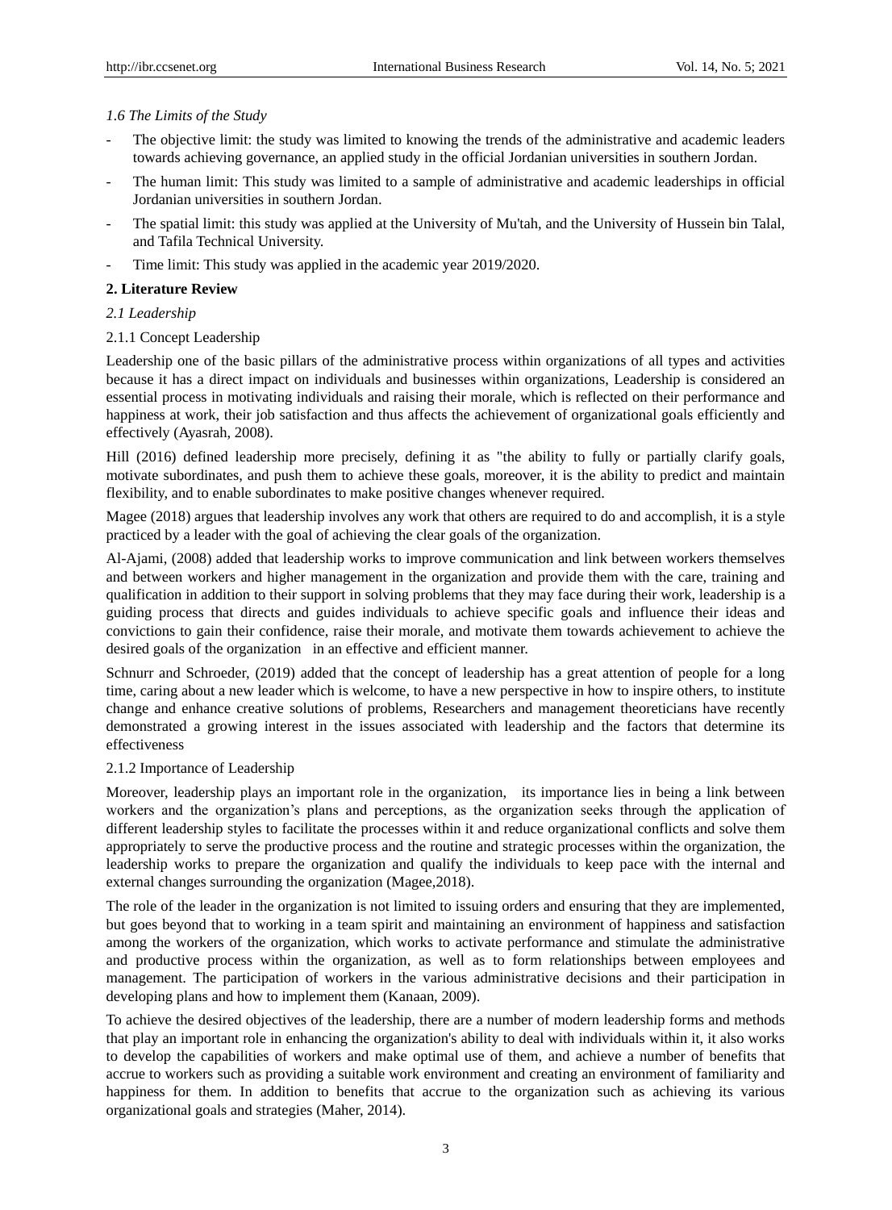*1.6 The Limits of the Study*

- The objective limit: the study was limited to knowing the trends of the administrative and academic leaders towards achieving governance, an applied study in the official Jordanian universities in southern Jordan.
- The human limit: This study was limited to a sample of administrative and academic leaderships in official Jordanian universities in southern Jordan.
- The spatial limit: this study was applied at the University of Mu'tah, and the University of Hussein bin Talal, and Tafila Technical University.
- Time limit: This study was applied in the academic year 2019/2020.

**2. Literature Review**

*2.1 Leadership*

2.1.1 Concept Leadership

Leadership one of the basic pillars of the administrative process within organizations of all types and activities because it has a direct impact on individuals and businesses within organizations, Leadership is considered an essential process in motivating individuals and raising their morale, which is reflected on their performance and happiness at work, their job satisfaction and thus affects the achievement of organizational goals efficiently and effectively (Ayasrah, 2008).

Hill (2016) defined leadership more precisely, defining it as "the ability to fully or partially clarify goals, motivate subordinates, and push them to achieve these goals, moreover, it is the ability to predict and maintain flexibility, and to enable subordinates to make positive changes whenever required.

Magee (2018) argues that leadership involves any work that others are required to do and accomplish, it is a style practiced by a leader with the goal of achieving the clear goals of the organization.

Al-Ajami, (2008) added that leadership works to improve communication and link between workers themselves and between workers and higher management in the organization and provide them with the care, training and qualification in addition to their support in solving problems that they may face during their work, leadership is a guiding process that directs and guides individuals to achieve specific goals and influence their ideas and convictions to gain their confidence, raise their morale, and motivate them towards achievement to achieve the desired goals of the organization in an effective and efficient manner.

Schnurr and Schroeder, (2019) added that the concept of leadership has a great attention of people for a long time, caring about a new leader which is welcome, to have a new perspective in how to inspire others, to institute change and enhance creative solutions of problems, Researchers and management theoreticians have recently demonstrated a growing interest in the issues associated with leadership and the factors that determine its effectiveness

2.1.2 Importance of Leadership

Moreover, leadership plays an important role in the organization, its importance lies in being a link between workers and the organization's plans and perceptions, as the organization seeks through the application of different leadership styles to facilitate the processes within it and reduce organizational conflicts and solve them appropriately to serve the productive process and the routine and strategic processes within the organization, the leadership works to prepare the organization and qualify the individuals to keep pace with the internal and external changes surrounding the organization (Magee,2018).

The role of the leader in the organization is not limited to issuing orders and ensuring that they are implemented, but goes beyond that to working in a team spirit and maintaining an environment of happiness and satisfaction among the workers of the organization, which works to activate performance and stimulate the administrative and productive process within the organization, as well as to form relationships between employees and management. The participation of workers in the various administrative decisions and their participation in developing plans and how to implement them (Kanaan, 2009).

To achieve the desired objectives of the leadership, there are a number of modern leadership forms and methods that play an important role in enhancing the organization's ability to deal with individuals within it, it also works to develop the capabilities of workers and make optimal use of them, and achieve a number of benefits that accrue to workers such as providing a suitable work environment and creating an environment of familiarity and happiness for them. In addition to benefits that accrue to the organization such as achieving its various organizational goals and strategies (Maher, 2014).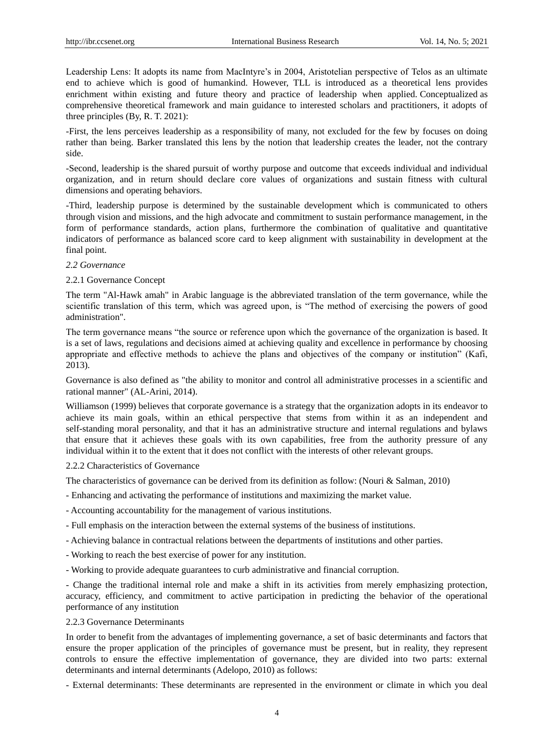Leadership Lens: It adopts its name from MacIntyre's in 2004, Aristotelian perspective of Telos as an ultimate end to achieve which is good of humankind. However, TLL is introduced as a theoretical lens provides enrichment within existing and future theory and practice of leadership when applied. Conceptualized as comprehensive theoretical framework and main guidance to interested scholars and practitioners, it adopts of three principles (By, R. T. 2021):

-First, the lens perceives leadership as a responsibility of many, not excluded for the few by focuses on doing rather than being. Barker translated this lens by the notion that leadership creates the leader, not the contrary side.

-Second, leadership is the shared pursuit of worthy purpose and outcome that exceeds individual and individual organization, and in return should declare core values of organizations and sustain fitness with cultural dimensions and operating behaviors.

-Third, leadership purpose is determined by the sustainable development which is communicated to others through vision and missions, and the high advocate and commitment to sustain performance management, in the form of performance standards, action plans, furthermore the combination of qualitative and quantitative indicators of performance as balanced score card to keep alignment with sustainability in development at the final point.

### *2.2 Governance*

#### 2.2.1 Governance Concept

The term "Al-Hawk amah" in Arabic language is the abbreviated translation of the term governance, while the scientific translation of this term, which was agreed upon, is "The method of exercising the powers of good administration".

The term governance means "the source or reference upon which the governance of the organization is based. It is a set of laws, regulations and decisions aimed at achieving quality and excellence in performance by choosing appropriate and effective methods to achieve the plans and objectives of the company or institution" (Kafi, 2013).

Governance is also defined as "the ability to monitor and control all administrative processes in a scientific and rational manner" (AL-Arini, 2014).

Williamson (1999) believes that corporate governance is a strategy that the organization adopts in its endeavor to achieve its main goals, within an ethical perspective that stems from within it as an independent and self-standing moral personality, and that it has an administrative structure and internal regulations and bylaws that ensure that it achieves these goals with its own capabilities, free from the authority pressure of any individual within it to the extent that it does not conflict with the interests of other relevant groups.

#### 2.2.2 Characteristics of Governance

The characteristics of governance can be derived from its definition as follow: (Nouri & Salman, 2010)

- Enhancing and activating the performance of institutions and maximizing the market value.
- Accounting accountability for the management of various institutions.
- Full emphasis on the interaction between the external systems of the business of institutions.
- Achieving balance in contractual relations between the departments of institutions and other parties.
- Working to reach the best exercise of power for any institution.
- Working to provide adequate guarantees to curb administrative and financial corruption.
- Change the traditional internal role and make a shift in its activities from merely emphasizing protection, accuracy, efficiency, and commitment to active participation in predicting the behavior of the operational performance of any institution

#### 2.2.3 Governance Determinants

In order to benefit from the advantages of implementing governance, a set of basic determinants and factors that ensure the proper application of the principles of governance must be present, but in reality, they represent controls to ensure the effective implementation of governance, they are divided into two parts: external determinants and internal determinants (Adelopo, 2010) as follows:

- External determinants: These determinants are represented in the environment or climate in which you deal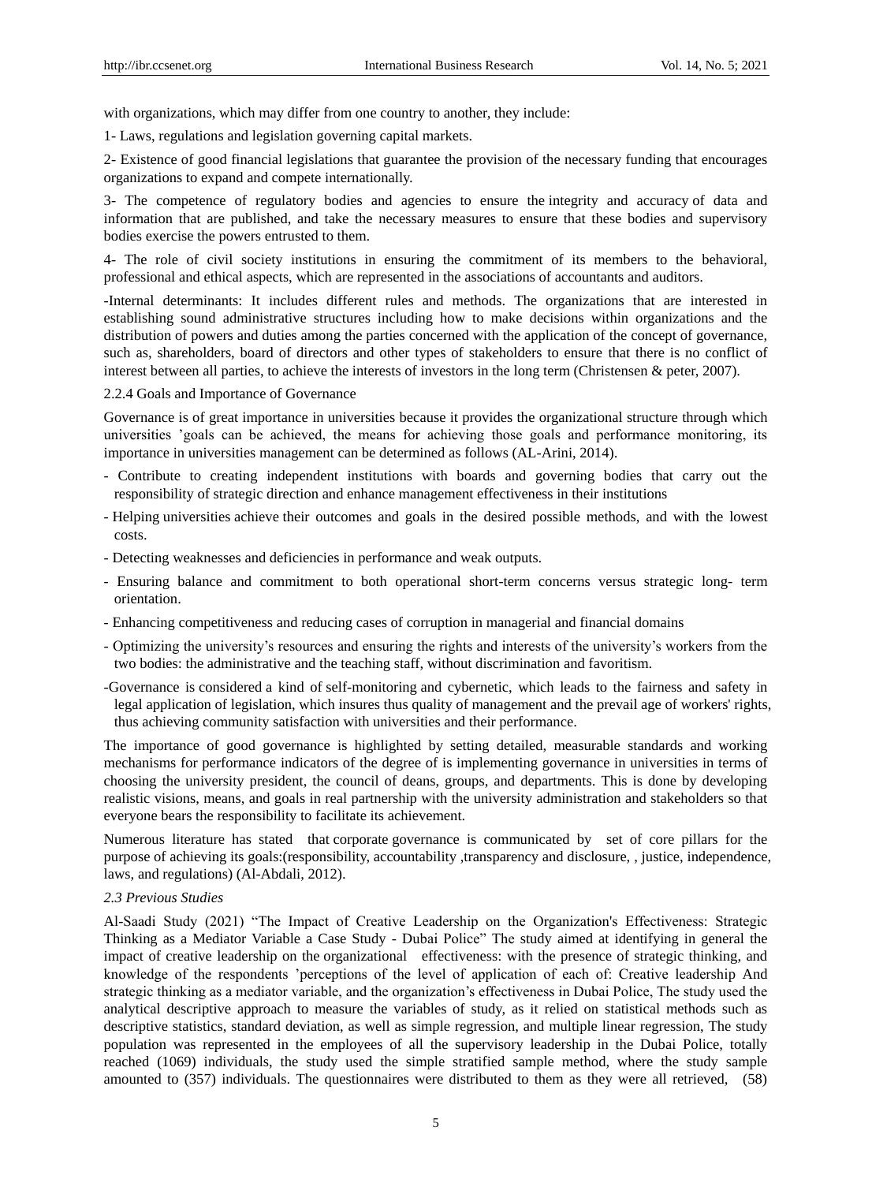with organizations, which may differ from one country to another, they include:

1- Laws, regulations and legislation governing capital markets.

2- Existence of good financial legislations that guarantee the provision of the necessary funding that encourages organizations to expand and compete internationally.

3- The competence of regulatory bodies and agencies to ensure the integrity and accuracy of data and information that are published, and take the necessary measures to ensure that these bodies and supervisory bodies exercise the powers entrusted to them.

4- The role of civil society institutions in ensuring the commitment of its members to the behavioral, professional and ethical aspects, which are represented in the associations of accountants and auditors.

-Internal determinants: It includes different rules and methods. The organizations that are interested in establishing sound administrative structures including how to make decisions within organizations and the distribution of powers and duties among the parties concerned with the application of the concept of governance, such as, shareholders, board of directors and other types of stakeholders to ensure that there is no conflict of interest between all parties, to achieve the interests of investors in the long term (Christensen & peter, 2007).

2.2.4 Goals and Importance of Governance

Governance is of great importance in universities because it provides the organizational structure through which universities 'goals can be achieved, the means for achieving those goals and performance monitoring, its importance in universities management can be determined as follows (AL-Arini, 2014).

- Contribute to creating independent institutions with boards and governing bodies that carry out the responsibility of strategic direction and enhance management effectiveness in their institutions
- Helping universities achieve their outcomes and goals in the desired possible methods, and with the lowest costs.
- Detecting weaknesses and deficiencies in performance and weak outputs.
- Ensuring balance and commitment to both operational short-term concerns versus strategic long- term orientation.
- Enhancing competitiveness and reducing cases of corruption in managerial and financial domains
- Optimizing the university's resources and ensuring the rights and interests of the university's workers from the two bodies: the administrative and the teaching staff, without discrimination and favoritism.
- Governance is considered a kind of self-monitoring and cybernetic, which leads to the fairness and safety in legal application of legislation, which insures thus quality of management and the prevail age of workers' rights, thus achieving community satisfaction with universities and their performance.

The importance of good governance is highlighted by setting detailed, measurable standards and working mechanisms for performance indicators of the degree of is implementing governance in universities in terms of choosing the university president, the council of deans, groups, and departments. This is done by developing realistic visions, means, and goals in real partnership with the university administration and stakeholders so that everyone bears the responsibility to facilitate its achievement.

Numerous literature has stated that corporate governance is communicated by set of core pillars for the purpose of achieving its goals:(responsibility, accountability ,transparency and disclosure, , justice, independence, laws, and regulations) (Al-Abdali, 2012).

### *2.3 Previous Studies*

Al-Saadi Study (2021) "The Impact of Creative Leadership on the Organization's Effectiveness: Strategic Thinking as a Mediator Variable a Case Study - Dubai Police" The study aimed at identifying in general the impact of creative leadership on the organizational effectiveness: with the presence of strategic thinking, and knowledge of the respondents 'perceptions of the level of application of each of: Creative leadership And strategic thinking as a mediator variable, and the organization's effectiveness in Dubai Police, The study used the analytical descriptive approach to measure the variables of study, as it relied on statistical methods such as descriptive statistics, standard deviation, as well as simple regression, and multiple linear regression, The study population was represented in the employees of all the supervisory leadership in the Dubai Police, totally reached (1069) individuals, the study used the simple stratified sample method, where the study sample amounted to (357) individuals. The questionnaires were distributed to them as they were all retrieved, (58)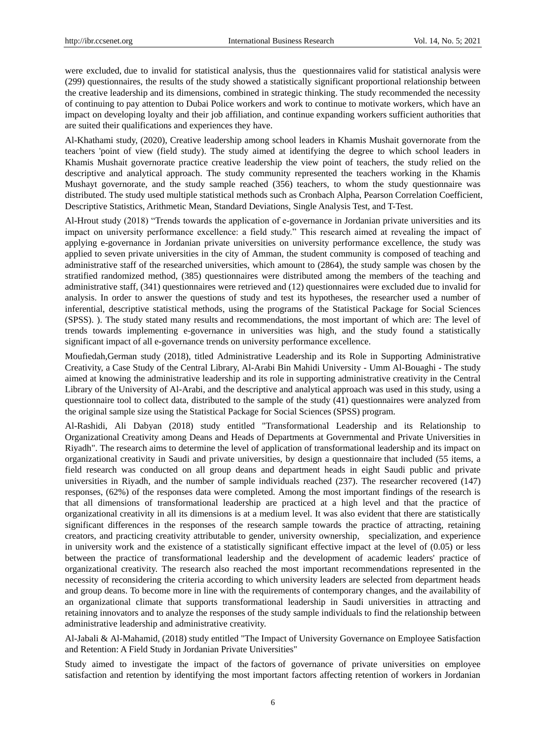were excluded, due to invalid for statistical analysis, thus the questionnaires valid for statistical analysis were (299) questionnaires, the results of the study showed a statistically significant proportional relationship between the creative leadership and its dimensions, combined in strategic thinking. The study recommended the necessity of continuing to pay attention to Dubai Police workers and work to continue to motivate workers, which have an impact on developing loyalty and their job affiliation, and continue expanding workers sufficient authorities that are suited their qualifications and experiences they have.

Al-Khathami study, (2020), Creative leadership among school leaders in Khamis Mushait governorate from the teachers 'point of view (field study). The study aimed at identifying the degree to which school leaders in Khamis Mushait governorate practice creative leadership the view point of teachers, the study relied on the descriptive and analytical approach. The study community represented the teachers working in the Khamis Mushayt governorate, and the study sample reached (356) teachers, to whom the study questionnaire was distributed. The study used multiple statistical methods such as Cronbach Alpha, Pearson Correlation Coefficient, Descriptive Statistics, Arithmetic Mean, Standard Deviations, Single Analysis Test, and T-Test.

Al-Hrout study (2018) “Trends towards the application of e-governance in Jordanian private universities and its impact on university performance excellence: a field study.” This research aimed at revealing the impact of applying e-governance in Jordanian private universities on university performance excellence, the study was applied to seven private universities in the city of Amman, the student community is composed of teaching and administrative staff of the researched universities, which amount to (2864), the study sample was chosen by the stratified randomized method, (385) questionnaires were distributed among the members of the teaching and administrative staff, (341) questionnaires were retrieved and (12) questionnaires were excluded due to invalid for analysis. In order to answer the questions of study and test its hypotheses, the researcher used a number of inferential, descriptive statistical methods, using the programs of the Statistical Package for Social Sciences (SPSS). ). The study stated many results and recommendations, the most important of which are: The level of trends towards implementing e-governance in universities was high, and the study found a statistically significant impact of all e-governance trends on university performance excellence.

Moufiedah,German study (2018), titled Administrative Leadership and its Role in Supporting Administrative Creativity, a Case Study of the Central Library, Al-Arabi Bin Mahidi University - Umm Al-Bouaghi - The study aimed at knowing the administrative leadership and its role in supporting administrative creativity in the Central Library of the University of Al-Arabi, and the descriptive and analytical approach was used in this study, using a questionnaire tool to collect data, distributed to the sample of the study (41) questionnaires were analyzed from the original sample size using the Statistical Package for Social Sciences (SPSS) program.

Al-Rashidi, Ali Dabyan (2018) study entitled "Transformational Leadership and its Relationship to Organizational Creativity among Deans and Heads of Departments at Governmental and Private Universities in Riyadh". The research aims to determine the level of application of transformational leadership and its impact on organizational creativity in Saudi and private universities, by design a questionnaire that included (55 items, a field research was conducted on all group deans and department heads in eight Saudi public and private universities in Riyadh, and the number of sample individuals reached (237). The researcher recovered (147) responses, (62%) of the responses data were completed. Among the most important findings of the research is that all dimensions of transformational leadership are practiced at a high level and that the practice of organizational creativity in all its dimensions is at a medium level. It was also evident that there are statistically significant differences in the responses of the research sample towards the practice of attracting, retaining creators, and practicing creativity attributable to gender, university ownership, specialization, and experience in university work and the existence of a statistically significant effective impact at the level of (0.05) or less between the practice of transformational leadership and the development of academic leaders' practice of organizational creativity. The research also reached the most important recommendations represented in the necessity of reconsidering the criteria according to which university leaders are selected from department heads and group deans. To become more in line with the requirements of contemporary changes, and the availability of an organizational climate that supports transformational leadership in Saudi universities in attracting and retaining innovators and to analyze the responses of the study sample individuals to find the relationship between administrative leadership and administrative creativity.

Al-Jabali & Al-Mahamid, (2018) study entitled "The Impact of University Governance on Employee Satisfaction and Retention: A Field Study in Jordanian Private Universities"

Study aimed to investigate the impact of the factors of governance of private universities on employee satisfaction and retention by identifying the most important factors affecting retention of workers in Jordanian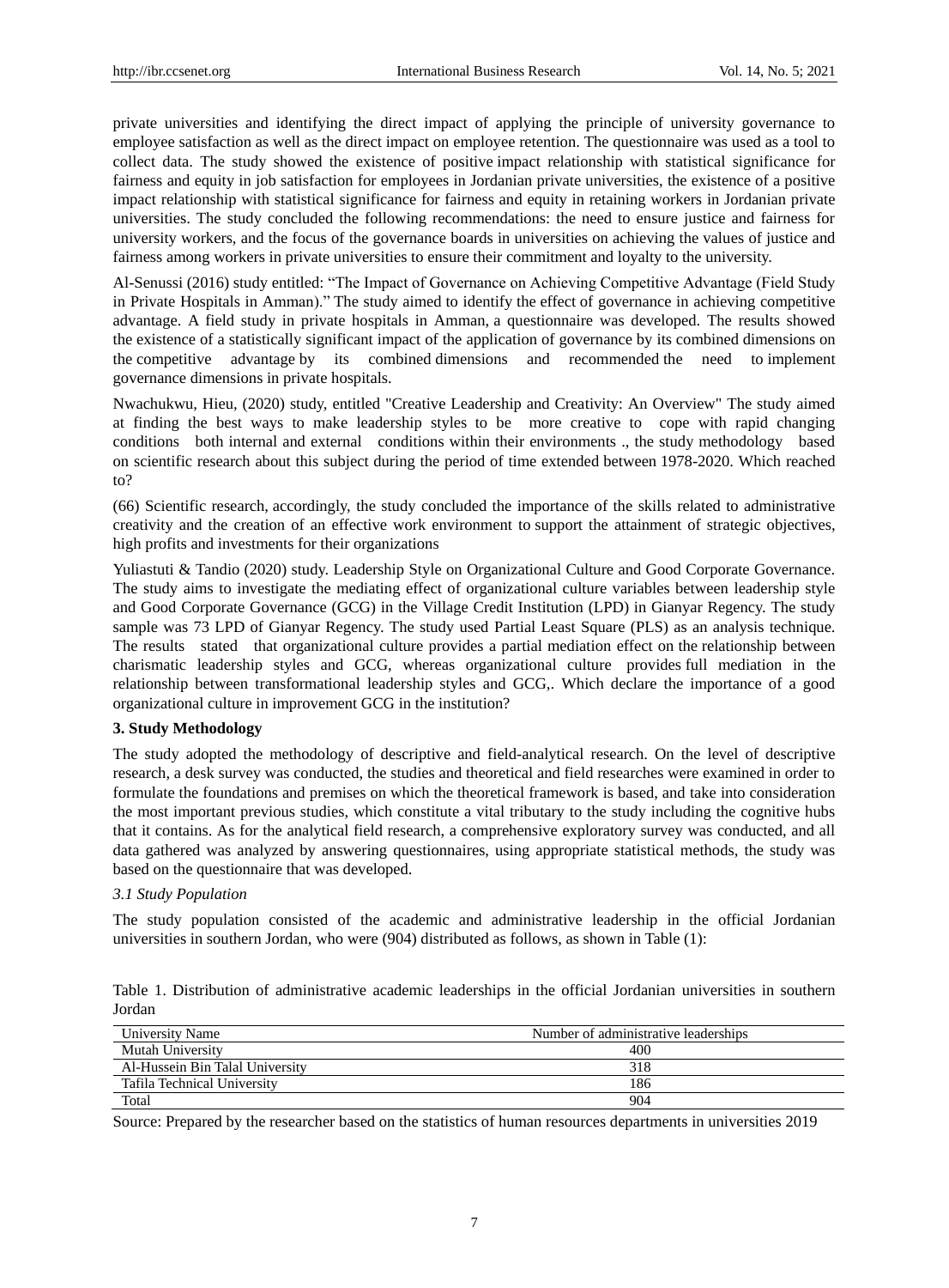private universities and identifying the direct impact of applying the principle of university governance to employee satisfaction as well as the direct impact on employee retention. The questionnaire was used as a tool to collect data. The study showed the existence of positive impact relationship with statistical significance for fairness and equity in job satisfaction for employees in Jordanian private universities, the existence of a positive impact relationship with statistical significance for fairness and equity in retaining workers in Jordanian private universities. The study concluded the following recommendations: the need to ensure justice and fairness for university workers, and the focus of the governance boards in universities on achieving the values of justice and fairness among workers in private universities to ensure their commitment and loyalty to the university.

Al-Senussi (2016) study entitled: "The Impact of Governance on Achieving Competitive Advantage (Field Study in Private Hospitals in Amman)." The study aimed to identify the effect of governance in achieving competitive advantage. A field study in private hospitals in Amman, a questionnaire was developed. The results showed the existence of a statistically significant impact of the application of governance by its combined dimensions on the competitive advantage by its combined dimensions and recommended the need to implement governance dimensions in private hospitals.

Nwachukwu, Hieu, (2020) study, entitled "Creative Leadership and Creativity: An Overview" The study aimed at finding the best ways to make leadership styles to be more creative to cope with rapid changing conditions both internal and external conditions within their environments ., the study methodology based on scientific research about this subject during the period of time extended between 1978-2020. Which reached to?

(66) Scientific research, accordingly, the study concluded the importance of the skills related to administrative creativity and the creation of an effective work environment to support the attainment of strategic objectives, high profits and investments for their organizations

Yuliastuti & Tandio (2020) study. Leadership Style on Organizational Culture and Good Corporate Governance. The study aims to investigate the mediating effect of organizational culture variables between leadership style and Good Corporate Governance (GCG) in the Village Credit Institution (LPD) in Gianyar Regency. The study sample was 73 LPD of Gianyar Regency. The study used Partial Least Square (PLS) as an analysis technique. The results stated that organizational culture provides a partial mediation effect on the relationship between charismatic leadership styles and GCG, whereas organizational culture provides full mediation in the relationship between transformational leadership styles and GCG,. Which declare the importance of a good organizational culture in improvement GCG in the institution?

## 3. Study Methodology

The study adopted the methodology of descriptive and field-analytical research. On the level of descriptive research, a desk survey was conducted, the studies and theoretical and field researches were examined in order to formulate the foundations and premises on which the theoretical framework is based, and take into consideration the most important previous studies, which constitute a vital tributary to the study including the cognitive hubs that it contains. As for the analytical field research, a comprehensive exploratory survey was conducted, and all data gathered was analyzed by answering questionnaires, using appropriate statistical methods, the study was based on the questionnaire that was developed.

### *3.1 Study Population*

The study population consisted of the academic and administrative leadership in the official Jordanian universities in southern Jordan, who were (904) distributed as follows, as shown in Table (1):

Table 1. Distribution of administrative academic leaderships in the official Jordanian universities in southern Jordan

| University Name | Number of administrative leaderships |
|---|---|
| Mutah University | 400 |
| Al-Hussein Bin Talal University | 318 |
| Tafila Technical University | 186 |
| Total | 904 |

Source: Prepared by the researcher based on the statistics of human resources departments in universities 2019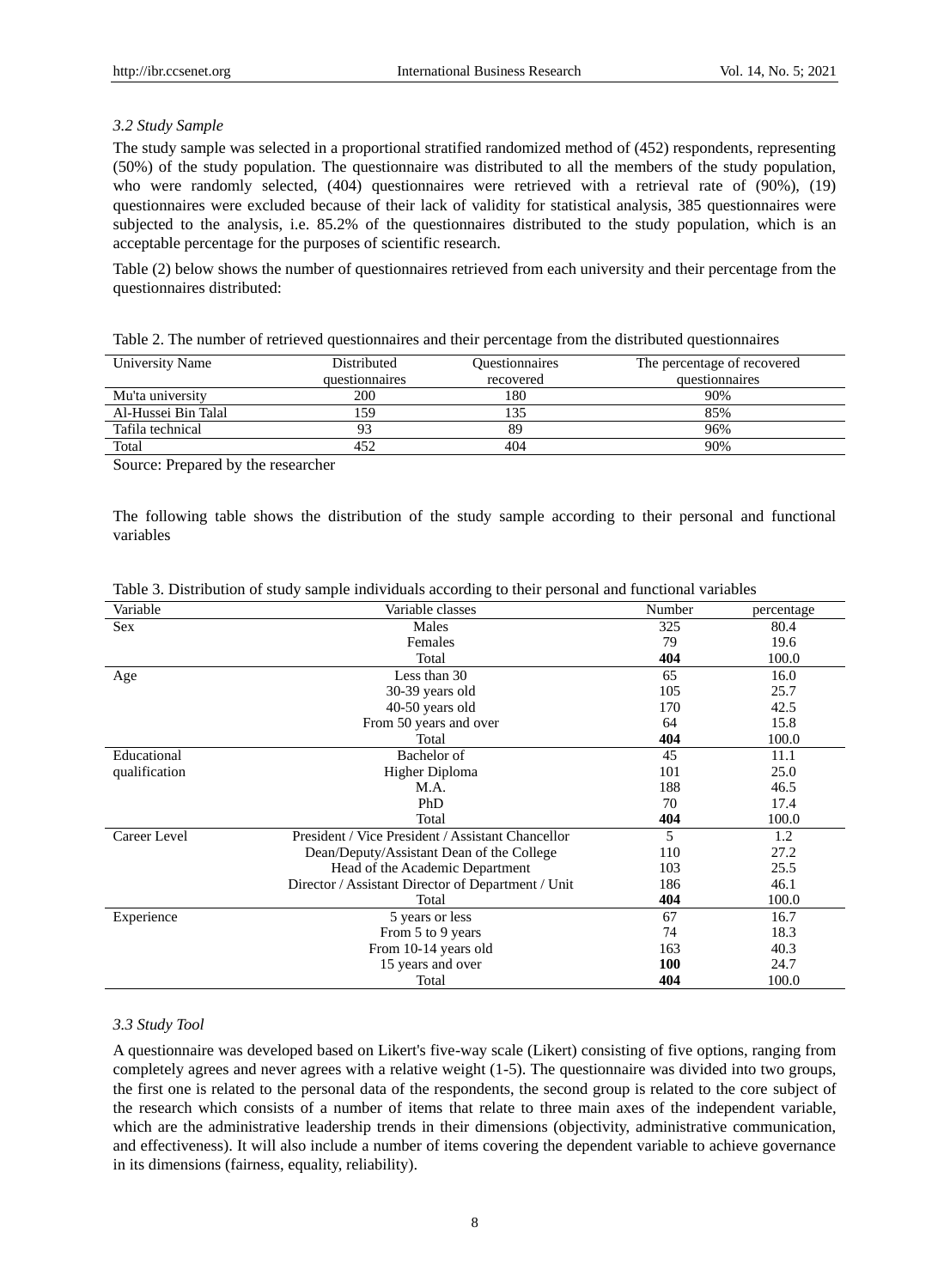### *3.2 Study Sample*

The study sample was selected in a proportional stratified randomized method of (452) respondents, representing (50%) of the study population. The questionnaire was distributed to all the members of the study population, who were randomly selected, (404) questionnaires were retrieved with a retrieval rate of (90%), (19) questionnaires were excluded because of their lack of validity for statistical analysis, 385 questionnaires were subjected to the analysis, i.e. 85.2% of the questionnaires distributed to the study population, which is an acceptable percentage for the purposes of scientific research.

Table (2) below shows the number of questionnaires retrieved from each university and their percentage from the questionnaires distributed:

Table 2. The number of retrieved questionnaires and their percentage from the distributed questionnaires

| University Name | Distributed questionnaires | Questionnaires recovered | The percentage of recovered questionnaires |
|---|---|---|---|
| Mu'ta university | 200 | 180 | 90% |
| Al-Hussei Bin Talal | 159 | 135 | 85% |
| Tafila technical | 93 | 89 | 96% |
| Total | 452 | 404 | 90% |

Source: Prepared by the researcher

The following table shows the distribution of the study sample according to their personal and functional variables

Table 3. Distribution of study sample individuals according to their personal and functional variables

| Variable | Variable classes | Number | percentage |
|---|---|---|---|
| Sex | Males | 325 | 80.4 |
| | Females | 79 | 19.6 |
| | Total | **404** | 100.0 |
| Age | Less than 30 | 65 | 16.0 |
| | 30-39 years old | 105 | 25.7 |
| | 40-50 years old | 170 | 42.5 |
| | From 50 years and over | 64 | 15.8 |
| | Total | **404** | 100.0 |
| Educational qualification | Bachelor of | 45 | 11.1 |
| | Higher Diploma | 101 | 25.0 |
| | M.A. | 188 | 46.5 |
| | PhD | 70 | 17.4 |
| | Total | **404** | 100.0 |
| Career Level | President / Vice President / Assistant Chancellor | 5 | 1.2 |
| | Dean/Deputy/Assistant Dean of the College | 110 | 27.2 |
| | Head of the Academic Department | 103 | 25.5 |
| | Director / Assistant Director of Department / Unit | 186 | 46.1 |
| | Total | **404** | 100.0 |
| Experience | 5 years or less | 67 | 16.7 |
| | From 5 to 9 years | 74 | 18.3 |
| | From 10-14 years old | 163 | 40.3 |
| | 15 years and over | **100** | 24.7 |
| | Total | **404** | 100.0 |

### *3.3 Study Tool*

A questionnaire was developed based on Likert's five-way scale (Likert) consisting of five options, ranging from completely agrees and never agrees with a relative weight (1-5). The questionnaire was divided into two groups, the first one is related to the personal data of the respondents, the second group is related to the core subject of the research which consists of a number of items that relate to three main axes of the independent variable, which are the administrative leadership trends in their dimensions (objectivity, administrative communication, and effectiveness). It will also include a number of items covering the dependent variable to achieve governance in its dimensions (fairness, equality, reliability).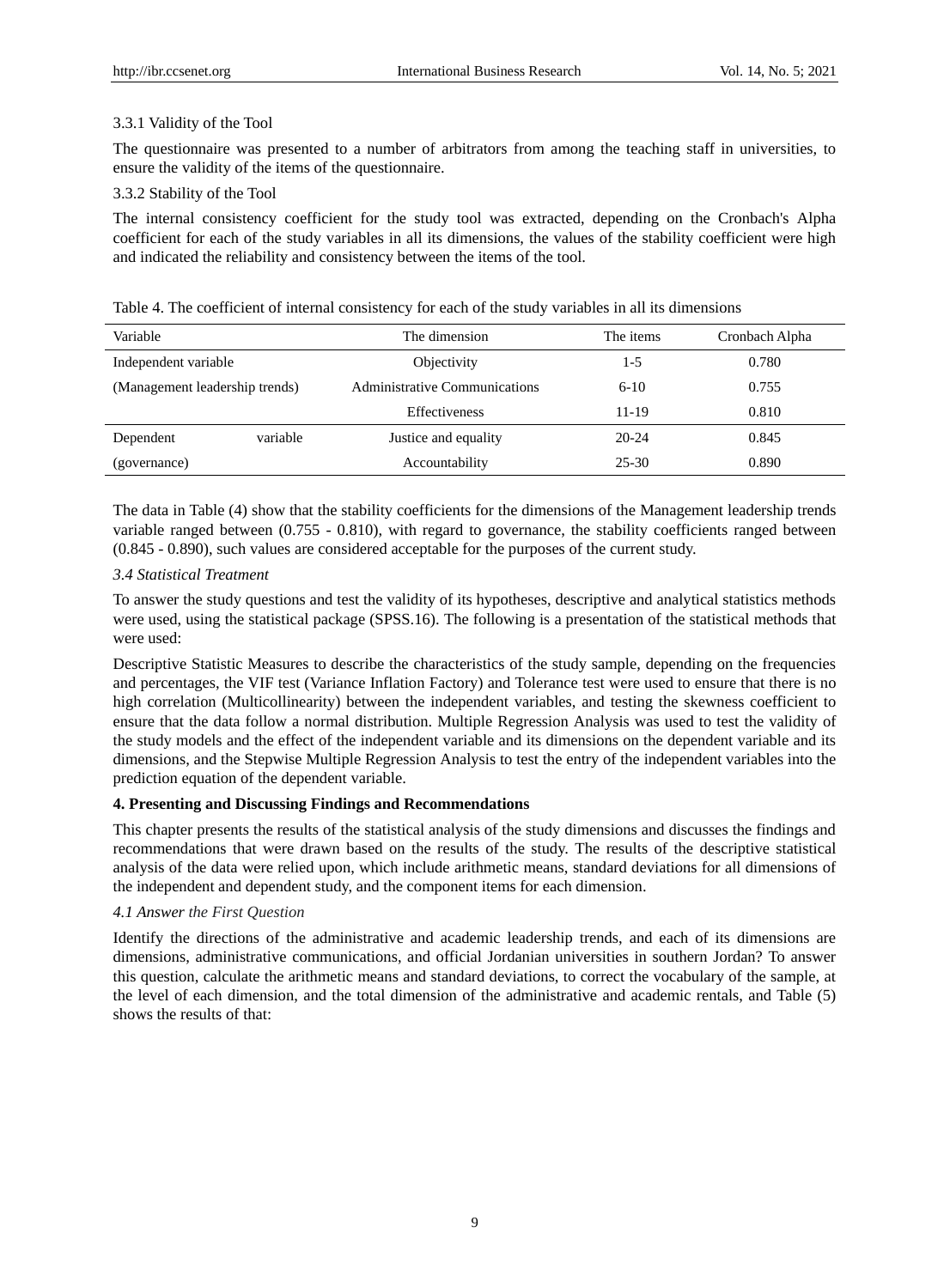3.3.1 Validity of the Tool

The questionnaire was presented to a number of arbitrators from among the teaching staff in universities, to ensure the validity of the items of the questionnaire.

3.3.2 Stability of the Tool

The internal consistency coefficient for the study tool was extracted, depending on the Cronbach's Alpha coefficient for each of the study variables in all its dimensions, the values of the stability coefficient were high and indicated the reliability and consistency between the items of the tool.

Table 4. The coefficient of internal consistency for each of the study variables in all its dimensions

| Variable | The dimension | The items | Cronbach Alpha |
|---|---|---|---|
| Independent variable | Objectivity | 1-5 | 0.780 |
| (Management leadership trends) | Administrative Communications | 6-10 | 0.755 |
| | Effectiveness | 11-19 | 0.810 |
| Dependent variable | Justice and equality | 20-24 | 0.845 |
| (governance) | Accountability | 25-30 | 0.890 |

The data in Table (4) show that the stability coefficients for the dimensions of the Management leadership trends variable ranged between (0.755 - 0.810), with regard to governance, the stability coefficients ranged between (0.845 - 0.890), such values are considered acceptable for the purposes of the current study.

### *3.4 Statistical Treatment*

To answer the study questions and test the validity of its hypotheses, descriptive and analytical statistics methods were used, using the statistical package (SPSS.16). The following is a presentation of the statistical methods that were used:

Descriptive Statistic Measures to describe the characteristics of the study sample, depending on the frequencies and percentages, the VIF test (Variance Inflation Factory) and Tolerance test were used to ensure that there is no high correlation (Multicollinearity) between the independent variables, and testing the skewness coefficient to ensure that the data follow a normal distribution. Multiple Regression Analysis was used to test the validity of the study models and the effect of the independent variable and its dimensions on the dependent variable and its dimensions, and the Stepwise Multiple Regression Analysis to test the entry of the independent variables into the prediction equation of the dependent variable.

## 4. Presenting and Discussing Findings and Recommendations

This chapter presents the results of the statistical analysis of the study dimensions and discusses the findings and recommendations that were drawn based on the results of the study. The results of the descriptive statistical analysis of the data were relied upon, which include arithmetic means, standard deviations for all dimensions of the independent and dependent study, and the component items for each dimension.

### *4.1 Answer the First Question*

Identify the directions of the administrative and academic leadership trends, and each of its dimensions are dimensions, administrative communications, and official Jordanian universities in southern Jordan? To answer this question, calculate the arithmetic means and standard deviations, to correct the vocabulary of the sample, at the level of each dimension, and the total dimension of the administrative and academic rentals, and Table (5) shows the results of that: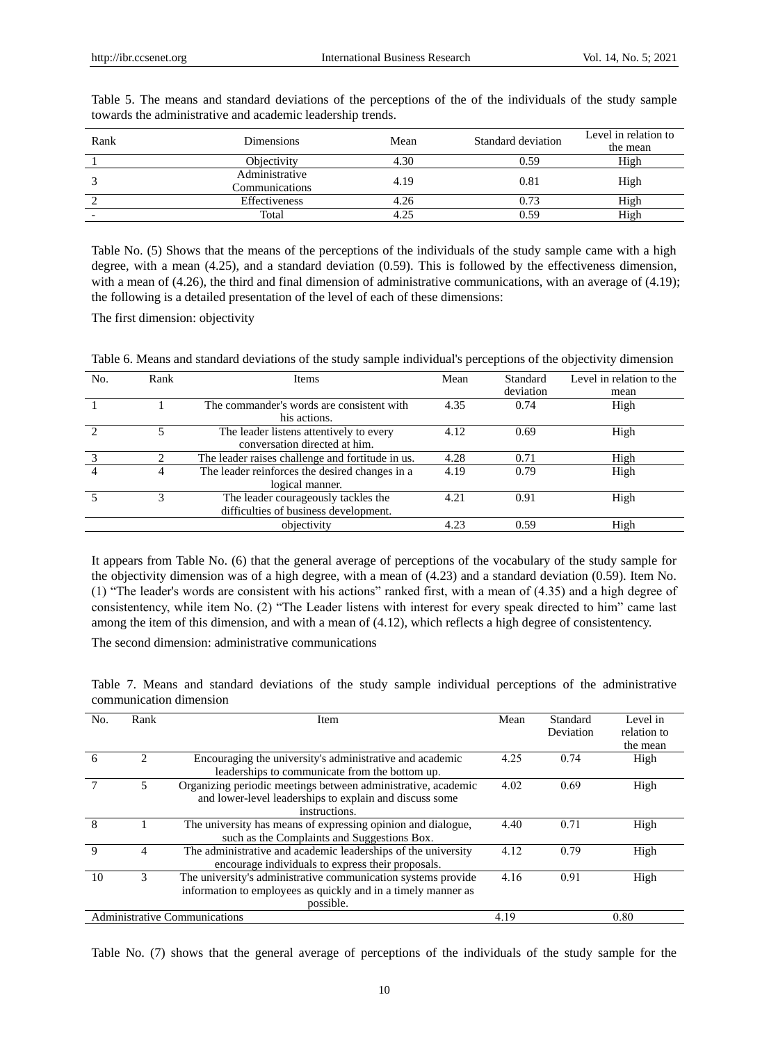Table 5. The means and standard deviations of the perceptions of the of the individuals of the study sample towards the administrative and academic leadership trends.

| Rank | Dimensions | Mean | Standard deviation | Level in relation to the mean |
|---|---|---|---|---|
| 1 | Objectivity | 4.30 | 0.59 | High |
| 3 | Administrative Communications | 4.19 | 0.81 | High |
| 2 | Effectiveness | 4.26 | 0.73 | High |
| - | Total | 4.25 | 0.59 | High |

Table No. (5) Shows that the means of the perceptions of the individuals of the study sample came with a high degree, with a mean (4.25), and a standard deviation (0.59). This is followed by the effectiveness dimension, with a mean of (4.26), the third and final dimension of administrative communications, with an average of (4.19); the following is a detailed presentation of the level of each of these dimensions:

The first dimension: objectivity

Table 6. Means and standard deviations of the study sample individual's perceptions of the objectivity dimension

| No. | Rank | Items | Mean | Standard deviation | Level in relation to the mean |
|---|---|---|---|---|---|
| 1 | 1 | The commander's words are consistent with his actions. | 4.35 | 0.74 | High |
| 2 | 5 | The leader listens attentively to every conversation directed at him. | 4.12 | 0.69 | High |
| 3 | 2 | The leader raises challenge and fortitude in us. | 4.28 | 0.71 | High |
| 4 | 4 | The leader reinforces the desired changes in a logical manner. | 4.19 | 0.79 | High |
| 5 | 3 | The leader courageously tackles the difficulties of business development. | 4.21 | 0.91 | High |
| | | objectivity | 4.23 | 0.59 | High |

It appears from Table No. (6) that the general average of perceptions of the vocabulary of the study sample for the objectivity dimension was of a high degree, with a mean of (4.23) and a standard deviation (0.59). Item No. (1) "The leader's words are consistent with his actions" ranked first, with a mean of (4.35) and a high degree of consistentency, while item No. (2) "The Leader listens with interest for every speak directed to him" came last among the item of this dimension, and with a mean of (4.12), which reflects a high degree of consistentency.

The second dimension: administrative communications

Table 7. Means and standard deviations of the study sample individual perceptions of the administrative communication dimension

| No. | Rank | Item | Mean | Standard Deviation | Level in relation to the mean |
|---|---|---|---|---|---|
| 6 | 2 | Encouraging the university's administrative and academic leaderships to communicate from the bottom up. | 4.25 | 0.74 | High |
| 7 | 5 | Organizing periodic meetings between administrative, academic and lower-level leaderships to explain and discuss some instructions. | 4.02 | 0.69 | High |
| 8 | 1 | The university has means of expressing opinion and dialogue, such as the Complaints and Suggestions Box. | 4.40 | 0.71 | High |
| 9 | 4 | The administrative and academic leaderships of the university encourage individuals to express their proposals. | 4.12 | 0.79 | High |
| 10 | 3 | The university's administrative communication systems provide information to employees as quickly and in a timely manner as possible. | 4.16 | 0.91 | High |
| Administrative Communications | | | 4.19 | | 0.80 |

Table No. (7) shows that the general average of perceptions of the individuals of the study sample for the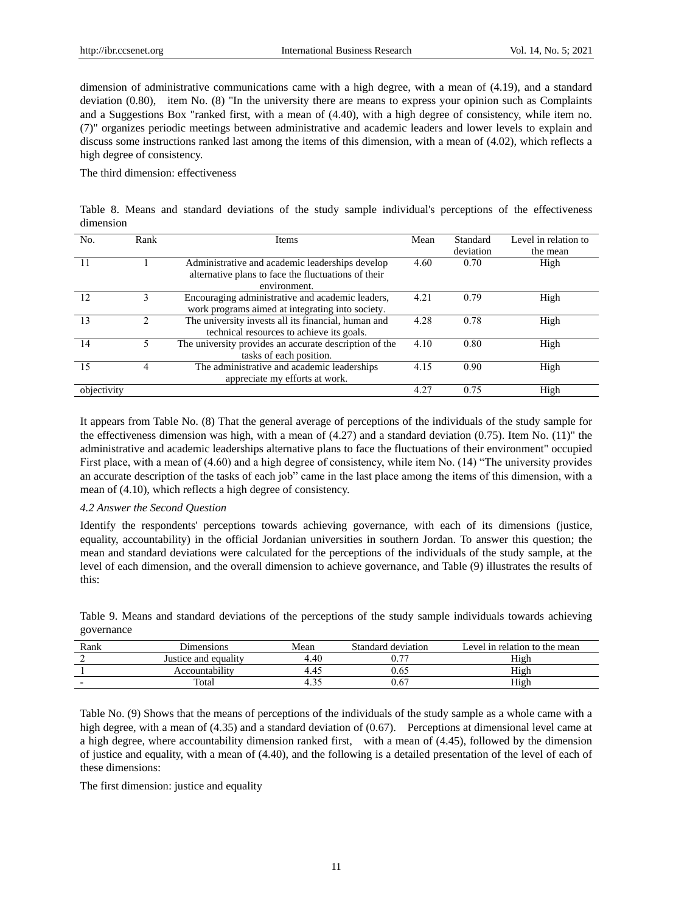dimension of administrative communications came with a high degree, with a mean of (4.19), and a standard deviation (0.80), item No. (8) "In the university there are means to express your opinion such as Complaints and a Suggestions Box "ranked first, with a mean of (4.40), with a high degree of consistency, while item no. (7)" organizes periodic meetings between administrative and academic leaders and lower levels to explain and discuss some instructions ranked last among the items of this dimension, with a mean of (4.02), which reflects a high degree of consistency.

The third dimension: effectiveness

Table 8. Means and standard deviations of the study sample individual's perceptions of the effectiveness dimension

| No. | Rank | Items | Mean | Standard deviation | Level in relation to the mean |
|---|---|---|---|---|---|
| 11 | 1 | Administrative and academic leaderships develop alternative plans to face the fluctuations of their environment. | 4.60 | 0.70 | High |
| 12 | 3 | Encouraging administrative and academic leaders, work programs aimed at integrating into society. | 4.21 | 0.79 | High |
| 13 | 2 | The university invests all its financial, human and technical resources to achieve its goals. | 4.28 | 0.78 | High |
| 14 | 5 | The university provides an accurate description of the tasks of each position. | 4.10 | 0.80 | High |
| 15 | 4 | The administrative and academic leaderships appreciate my efforts at work. | 4.15 | 0.90 | High |
| objectivity | | | 4.27 | 0.75 | High |

It appears from Table No. (8) That the general average of perceptions of the individuals of the study sample for the effectiveness dimension was high, with a mean of (4.27) and a standard deviation (0.75). Item No. (11)" the administrative and academic leaderships alternative plans to face the fluctuations of their environment" occupied First place, with a mean of (4.60) and a high degree of consistency, while item No. (14) "The university provides an accurate description of the tasks of each job" came in the last place among the items of this dimension, with a mean of (4.10), which reflects a high degree of consistency.

### *4.2 Answer the Second Question*

Identify the respondents' perceptions towards achieving governance, with each of its dimensions (justice, equality, accountability) in the official Jordanian universities in southern Jordan. To answer this question; the mean and standard deviations were calculated for the perceptions of the individuals of the study sample, at the level of each dimension, and the overall dimension to achieve governance, and Table (9) illustrates the results of this:

Table 9. Means and standard deviations of the perceptions of the study sample individuals towards achieving governance

| Rank | Dimensions | Mean | Standard deviation | Level in relation to the mean |
|---|---|---|---|---|
| 2 | Justice and equality | 4.40 | 0.77 | High |
| 1 | Accountability | 4.45 | 0.65 | High |
| - | Total | 4.35 | 0.67 | High |

Table No. (9) Shows that the means of perceptions of the individuals of the study sample as a whole came with a high degree, with a mean of (4.35) and a standard deviation of (0.67). Perceptions at dimensional level came at a high degree, where accountability dimension ranked first, with a mean of (4.45), followed by the dimension of justice and equality, with a mean of (4.40), and the following is a detailed presentation of the level of each of these dimensions:

The first dimension: justice and equality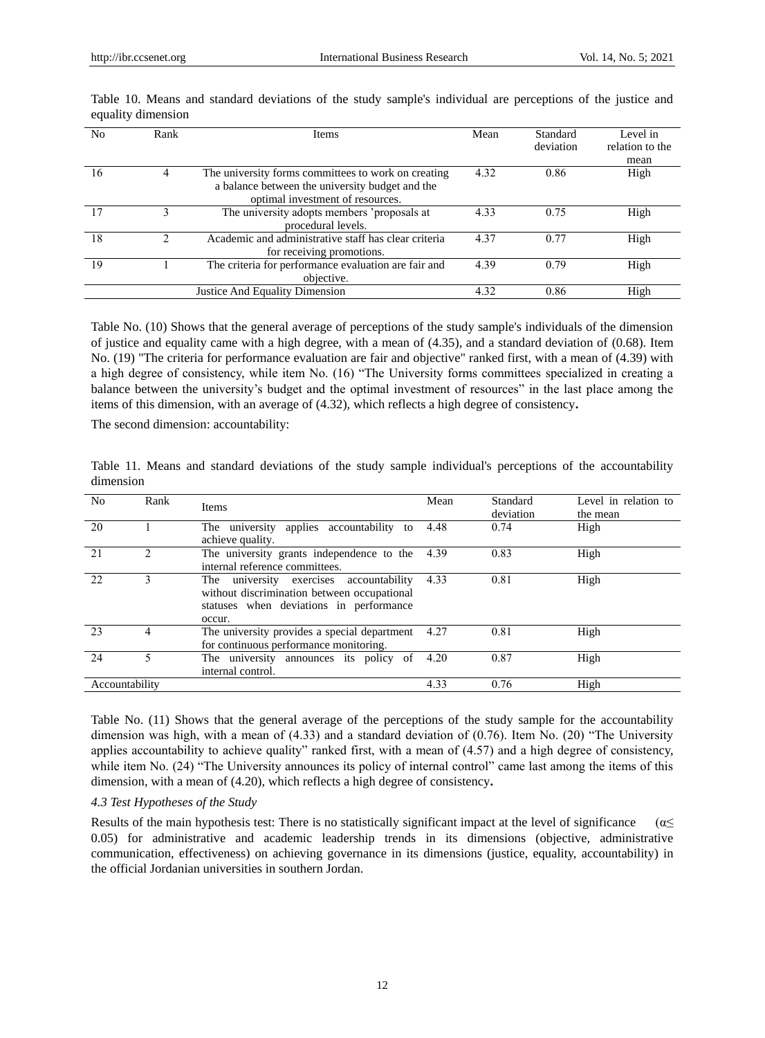Table 10. Means and standard deviations of the study sample's individual are perceptions of the justice and equality dimension

| No | Rank | Items | Mean | Standard deviation | Level in relation to the mean |
|---|---|---|---|---|---|
| 16 | 4 | The university forms committees to work on creating a balance between the university budget and the optimal investment of resources. | 4.32 | 0.86 | High |
| 17 | 3 | The university adopts members 'proposals at procedural levels. | 4.33 | 0.75 | High |
| 18 | 2 | Academic and administrative staff has clear criteria for receiving promotions. | 4.37 | 0.77 | High |
| 19 | 1 | The criteria for performance evaluation are fair and objective. | 4.39 | 0.79 | High |
| | | Justice And Equality Dimension | 4.32 | 0.86 | High |

Table No. (10) Shows that the general average of perceptions of the study sample's individuals of the dimension of justice and equality came with a high degree, with a mean of (4.35), and a standard deviation of (0.68). Item No. (19) "The criteria for performance evaluation are fair and objective" ranked first, with a mean of (4.39) with a high degree of consistency, while item No. (16) "The University forms committees specialized in creating a balance between the university's budget and the optimal investment of resources" in the last place among the items of this dimension, with an average of (4.32), which reflects a high degree of consistency**.**

The second dimension: accountability:

Table 11. Means and standard deviations of the study sample individual's perceptions of the accountability dimension

| No | Rank | Items | Mean | Standard deviation | Level in relation to the mean |
|---|---|---|---|---|---|
| 20 | 1 | The university applies accountability to achieve quality. | 4.48 | 0.74 | High |
| 21 | 2 | The university grants independence to the internal reference committees. | 4.39 | 0.83 | High |
| 22 | 3 | The university exercises accountability without discrimination between occupational statuses when deviations in performance occur. | 4.33 | 0.81 | High |
| 23 | 4 | The university provides a special department for continuous performance monitoring. | 4.27 | 0.81 | High |
| 24 | 5 | The university announces its policy of internal control. | 4.20 | 0.87 | High |
| Accountability | | | 4.33 | 0.76 | High |

Table No. (11) Shows that the general average of the perceptions of the study sample for the accountability dimension was high, with a mean of (4.33) and a standard deviation of (0.76). Item No. (20) "The University applies accountability to achieve quality" ranked first, with a mean of (4.57) and a high degree of consistency, while item No. (24) "The University announces its policy of internal control" came last among the items of this dimension, with a mean of (4.20), which reflects a high degree of consistency**.**

### *4.3 Test Hypotheses of the Study*

Results of the main hypothesis test: There is no statistically significant impact at the level of significance ($\alpha \leq 0.05$) for administrative and academic leadership trends in its dimensions (objective, administrative communication, effectiveness) on achieving governance in its dimensions (justice, equality, accountability) in the official Jordanian universities in southern Jordan.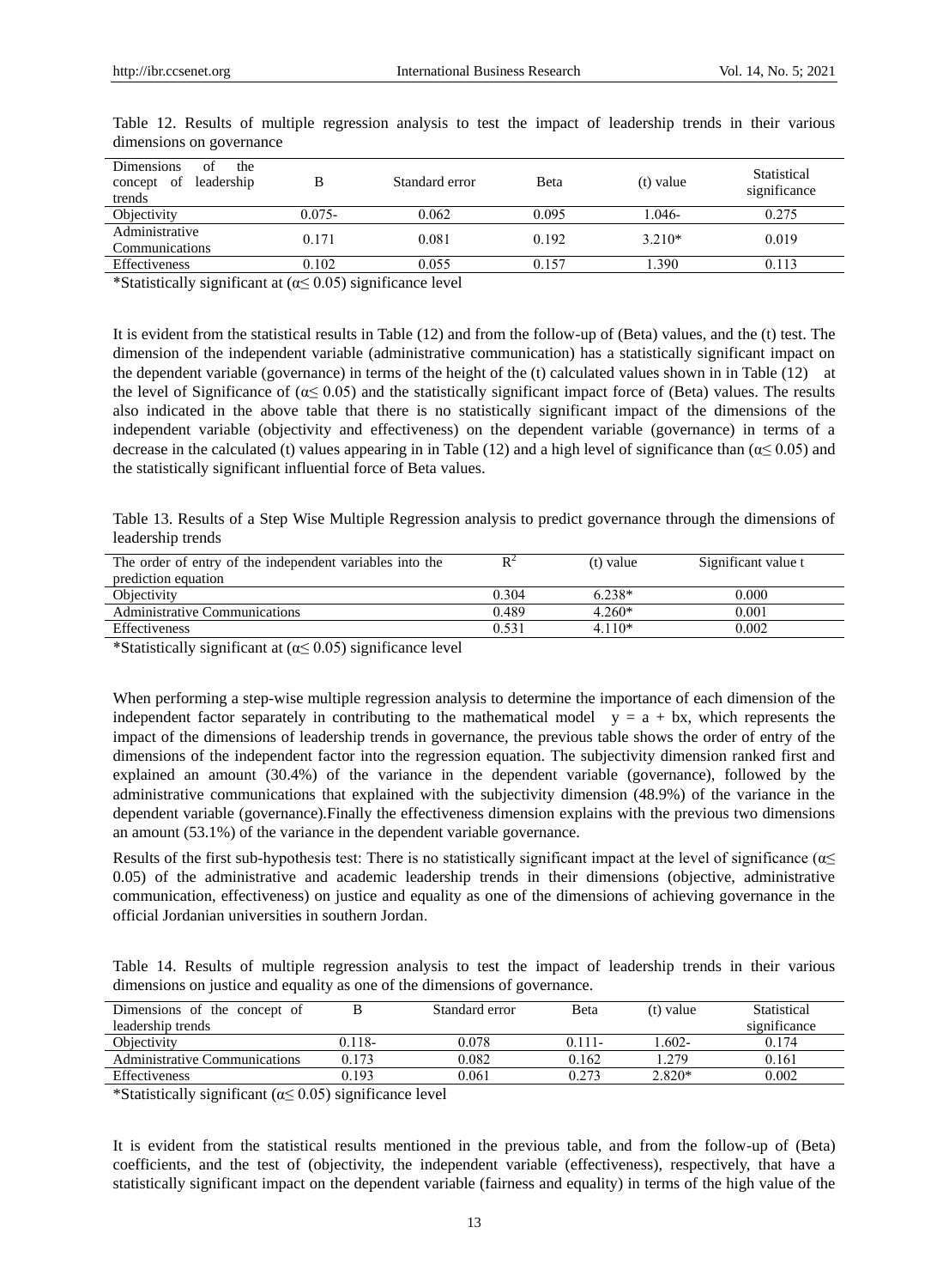Table 12. Results of multiple regression analysis to test the impact of leadership trends in their various dimensions on governance

| Dimensions of the concept of leadership trends | B | Standard error | Beta | (t) value | Statistical significance |
|---|---|---|---|---|---|
| Objectivity | 0.075- | 0.062 | 0.095 | 1.046- | 0.275 |
| Administrative Communications | 0.171 | 0.081 | 0.192 | 3.210* | 0.019 |
| Effectiveness | 0.102 | 0.055 | 0.157 | 1.390 | 0.113 |

*Statistically significant at ($\alpha \leq 0.05$) significance level

It is evident from the statistical results in Table (12) and from the follow-up of (Beta) values, and the (t) test. The dimension of the independent variable (administrative communication) has a statistically significant impact on the dependent variable (governance) in terms of the height of the (t) calculated values shown in in Table (12) at the level of Significance of ($\alpha \leq 0.05$) and the statistically significant impact force of (Beta) values. The results also indicated in the above table that there is no statistically significant impact of the dimensions of the independent variable (objectivity and effectiveness) on the dependent variable (governance) in terms of a decrease in the calculated (t) values appearing in in Table (12) and a high level of significance than ($\alpha \leq 0.05$) and the statistically significant influential force of Beta values.

Table 13. Results of a Step Wise Multiple Regression analysis to predict governance through the dimensions of leadership trends

| The order of entry of the independent variables into the prediction equation | $R^2$ | (t) value | Significant value t |
|---|---|---|---|
| Objectivity | 0.304 | 6.238* | 0.000 |
| Administrative Communications | 0.489 | 4.260* | 0.001 |
| Effectiveness | 0.531 | 4.110* | 0.002 |

*Statistically significant at ($\alpha \leq 0.05$) significance level

When performing a step-wise multiple regression analysis to determine the importance of each dimension of the independent factor separately in contributing to the mathematical model $y = a + bx$, which represents the impact of the dimensions of leadership trends in governance, the previous table shows the order of entry of the dimensions of the independent factor into the regression equation. The subjectivity dimension ranked first and explained an amount (30.4%) of the variance in the dependent variable (governance), followed by the administrative communications that explained with the subjectivity dimension (48.9%) of the variance in the dependent variable (governance).Finally the effectiveness dimension explains with the previous two dimensions an amount (53.1%) of the variance in the dependent variable governance.

Results of the first sub-hypothesis test: There is no statistically significant impact at the level of significance ($\alpha \leq 0.05$) of the administrative and academic leadership trends in their dimensions (objective, administrative communication, effectiveness) on justice and equality as one of the dimensions of achieving governance in the official Jordanian universities in southern Jordan.

Table 14. Results of multiple regression analysis to test the impact of leadership trends in their various dimensions on justice and equality as one of the dimensions of governance.

| Dimensions of the concept of leadership trends | B | Standard error | Beta | (t) value | Statistical significance |
|---|---|---|---|---|---|
| Objectivity | 0.118- | 0.078 | 0.111- | 1.602- | 0.174 |
| Administrative Communications | 0.173 | 0.082 | 0.162 | 1.279 | 0.161 |
| Effectiveness | 0.193 | 0.061 | 0.273 | 2.820* | 0.002 |

*Statistically significant ($\alpha \leq 0.05$) significance level

It is evident from the statistical results mentioned in the previous table, and from the follow-up of (Beta) coefficients, and the test of (objectivity, the independent variable (effectiveness), respectively, that have a statistically significant impact on the dependent variable (fairness and equality) in terms of the high value of the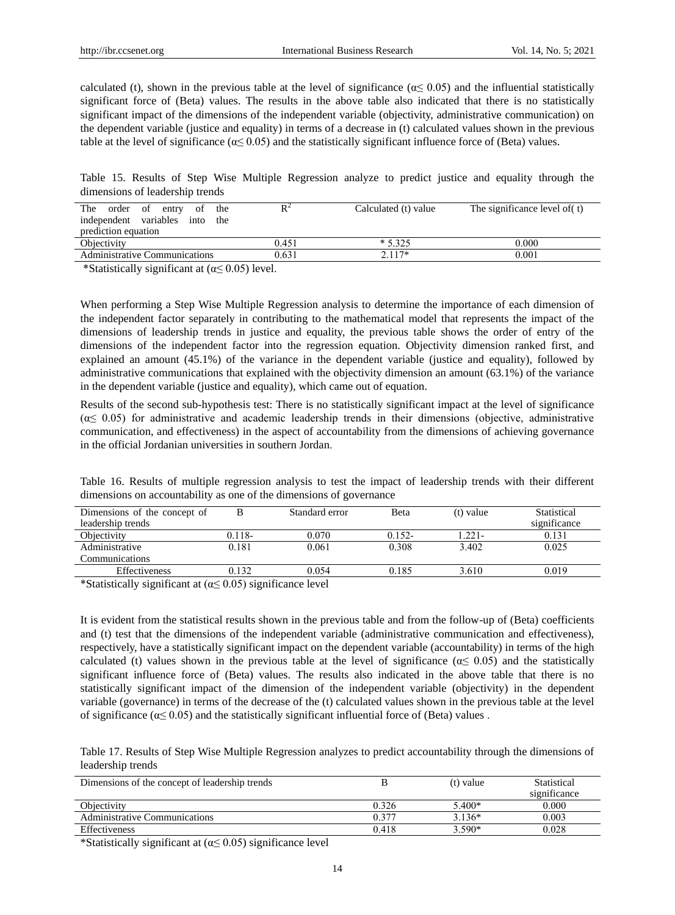calculated (t), shown in the previous table at the level of significance (α≤ 0.05) and the influential statistically significant force of (Beta) values. The results in the above table also indicated that there is no statistically significant impact of the dimensions of the independent variable (objectivity, administrative communication) on the dependent variable (justice and equality) in terms of a decrease in (t) calculated values shown in the previous table at the level of significance (α≤ 0.05) and the statistically significant influence force of (Beta) values.

Table 15. Results of Step Wise Multiple Regression analyze to predict justice and equality through the dimensions of leadership trends

| The order of entry of the independent variables into the prediction equation | $R^2$ | Calculated (t) value | The significance level of( t) |
|---|---|---|---|
| Objectivity | 0.451 | * 5.325 | 0.000 |
| Administrative Communications | 0.631 | 2.117* | 0.001 |

*Statistically significant at (α≤ 0.05) level.

When performing a Step Wise Multiple Regression analysis to determine the importance of each dimension of the independent factor separately in contributing to the mathematical model that represents the impact of the dimensions of leadership trends in justice and equality, the previous table shows the order of entry of the dimensions of the independent factor into the regression equation. Objectivity dimension ranked first, and explained an amount (45.1%) of the variance in the dependent variable (justice and equality), followed by administrative communications that explained with the objectivity dimension an amount (63.1%) of the variance in the dependent variable (justice and equality), which came out of equation.

Results of the second sub-hypothesis test: There is no statistically significant impact at the level of significance (α≤ 0.05) for administrative and academic leadership trends in their dimensions (objective, administrative communication, and effectiveness) in the aspect of accountability from the dimensions of achieving governance in the official Jordanian universities in southern Jordan.

Table 16. Results of multiple regression analysis to test the impact of leadership trends with their different dimensions on accountability as one of the dimensions of governance

| Dimensions of the concept of leadership trends | B | Standard error | Beta | (t) value | Statistical significance |
|---|---|---|---|---|---|
| Objectivity | 0.118- | 0.070 | 0.152- | 1.221- | 0.131 |
| Administrative Communications | 0.181 | 0.061 | 0.308 | 3.402 | 0.025 |
| Effectiveness | 0.132 | 0.054 | 0.185 | 3.610 | 0.019 |

*Statistically significant at (α≤ 0.05) significance level

It is evident from the statistical results shown in the previous table and from the follow-up of (Beta) coefficients and (t) test that the dimensions of the independent variable (administrative communication and effectiveness), respectively, have a statistically significant impact on the dependent variable (accountability) in terms of the high calculated (t) values shown in the previous table at the level of significance (α≤ 0.05) and the statistically significant influence force of (Beta) values. The results also indicated in the above table that there is no statistically significant impact of the dimension of the independent variable (objectivity) in the dependent variable (governance) in terms of the decrease of the (t) calculated values shown in the previous table at the level of significance (α≤ 0.05) and the statistically significant influential force of (Beta) values .

Table 17. Results of Step Wise Multiple Regression analyzes to predict accountability through the dimensions of leadership trends

| Dimensions of the concept of leadership trends | B | (t) value | Statistical significance |
|---|---|---|---|
| Objectivity | 0.326 | 5.400* | 0.000 |
| Administrative Communications | 0.377 | 3.136* | 0.003 |
| Effectiveness | 0.418 | 3.590* | 0.028 |

*Statistically significant at (α≤ 0.05) significance level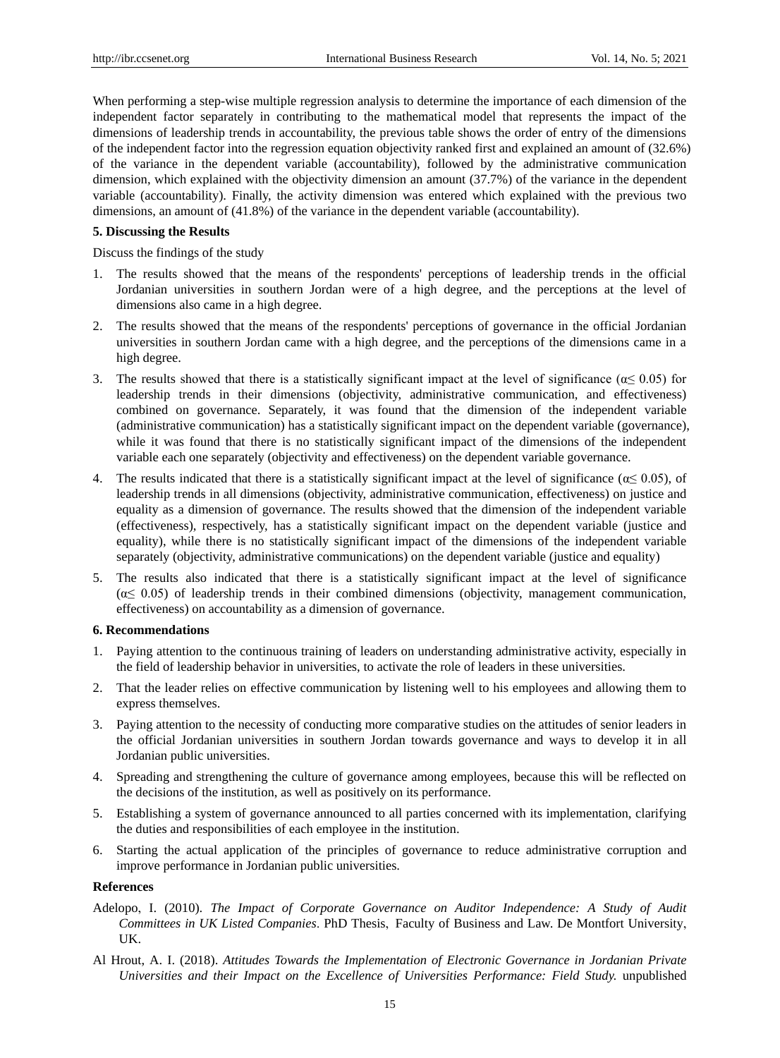When performing a step-wise multiple regression analysis to determine the importance of each dimension of the independent factor separately in contributing to the mathematical model that represents the impact of the dimensions of leadership trends in accountability, the previous table shows the order of entry of the dimensions of the independent factor into the regression equation objectivity ranked first and explained an amount of (32.6%) of the variance in the dependent variable (accountability), followed by the administrative communication dimension, which explained with the objectivity dimension an amount (37.7%) of the variance in the dependent variable (accountability). Finally, the activity dimension was entered which explained with the previous two dimensions, an amount of (41.8%) of the variance in the dependent variable (accountability).

## 5. Discussing the Results

Discuss the findings of the study

1. The results showed that the means of the respondents' perceptions of leadership trends in the official Jordanian universities in southern Jordan were of a high degree, and the perceptions at the level of dimensions also came in a high degree.
2. The results showed that the means of the respondents' perceptions of governance in the official Jordanian universities in southern Jordan came with a high degree, and the perceptions of the dimensions came in a high degree.
3. The results showed that there is a statistically significant impact at the level of significance ($\alpha \leq 0.05$) for leadership trends in their dimensions (objectivity, administrative communication, and effectiveness) combined on governance. Separately, it was found that the dimension of the independent variable (administrative communication) has a statistically significant impact on the dependent variable (governance), while it was found that there is no statistically significant impact of the dimensions of the independent variable each one separately (objectivity and effectiveness) on the dependent variable governance.
4. The results indicated that there is a statistically significant impact at the level of significance ($\alpha \leq 0.05$), of leadership trends in all dimensions (objectivity, administrative communication, effectiveness) on justice and equality as a dimension of governance. The results showed that the dimension of the independent variable (effectiveness), respectively, has a statistically significant impact on the dependent variable (justice and equality), while there is no statistically significant impact of the dimensions of the independent variable separately (objectivity, administrative communications) on the dependent variable (justice and equality)
5. The results also indicated that there is a statistically significant impact at the level of significance ($\alpha \leq 0.05$) of leadership trends in their combined dimensions (objectivity, management communication, effectiveness) on accountability as a dimension of governance.

## 6. Recommendations

1. Paying attention to the continuous training of leaders on understanding administrative activity, especially in the field of leadership behavior in universities, to activate the role of leaders in these universities.
2. That the leader relies on effective communication by listening well to his employees and allowing them to express themselves.
3. Paying attention to the necessity of conducting more comparative studies on the attitudes of senior leaders in the official Jordanian universities in southern Jordan towards governance and ways to develop it in all Jordanian public universities.
4. Spreading and strengthening the culture of governance among employees, because this will be reflected on the decisions of the institution, as well as positively on its performance.
5. Establishing a system of governance announced to all parties concerned with its implementation, clarifying the duties and responsibilities of each employee in the institution.
6. Starting the actual application of the principles of governance to reduce administrative corruption and improve performance in Jordanian public universities.

## References

Adelopo, I. (2010). *The Impact of Corporate Governance on Auditor Independence: A Study of Audit Committees in UK Listed Companies*. PhD Thesis, Faculty of Business and Law. De Montfort University, UK.

Al Hrout, A. I. (2018). *Attitudes Towards the Implementation of Electronic Governance in Jordanian Private Universities and their Impact on the Excellence of Universities Performance: Field Study.* unpublished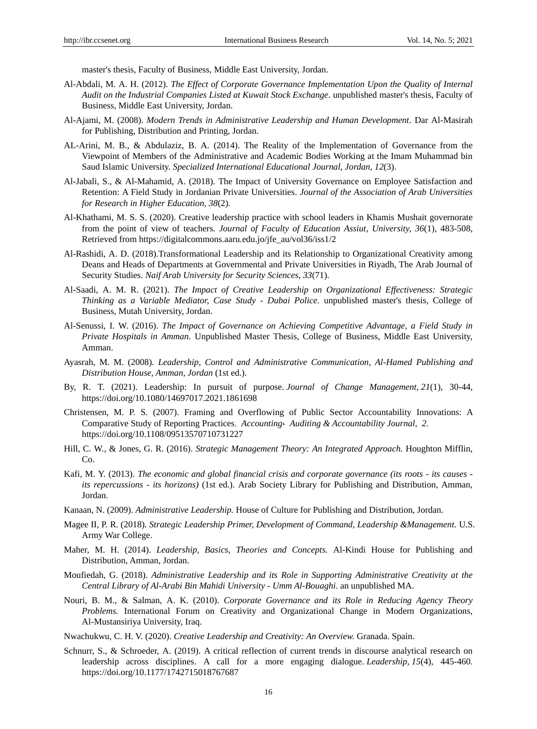master's thesis, Faculty of Business, Middle East University, Jordan.

Al-Abdali, M. A. H. (2012). *The Effect of Corporate Governance Implementation Upon the Quality of Internal Audit on the Industrial Companies Listed at Kuwait Stock Exchange*. unpublished master's thesis, Faculty of Business, Middle East University, Jordan.

Al-Ajami, M. (2008). *Modern Trends in Administrative Leadership and Human Development*. Dar Al-Masirah for Publishing, Distribution and Printing, Jordan.

AL-Arini, M. B., & Abdulaziz, B. A. (2014). The Reality of the Implementation of Governance from the Viewpoint of Members of the Administrative and Academic Bodies Working at the Imam Muhammad bin Saud Islamic University. *Specialized International Educational Journal, Jordan, 12*(3).

Al-Jabali, S., & Al-Mahamid, A. (2018). The Impact of University Governance on Employee Satisfaction and Retention: A Field Study in Jordanian Private Universities. *Journal of the Association of Arab Universities for Research in Higher Education, 38*(2).

Al-Khathami, M. S. S. (2020). Creative leadership practice with school leaders in Khamis Mushait governorate from the point of view of teachers. *Journal of Faculty of Education Assiut, University, 36*(1), 483-508, Retrieved from https://digitalcommons.aaru.edu.jo/jfe_au/vol36/iss1/2

Al-Rashidi, A. D. (2018).Transformational Leadership and its Relationship to Organizational Creativity among Deans and Heads of Departments at Governmental and Private Universities in Riyadh, The Arab Journal of Security Studies. *Naif Arab University for Security Sciences, 33*(71).

Al-Saadi, A. M. R. (2021). *The Impact of Creative Leadership on Organizational Effectiveness: Strategic Thinking as a Variable Mediator, Case Study - Dubai Police.* unpublished master's thesis, College of Business, Mutah University, Jordan.

Al-Senussi, I. W. (2016). *The Impact of Governance on Achieving Competitive Advantage, a Field Study in Private Hospitals in Amman.* Unpublished Master Thesis, College of Business, Middle East University, Amman.

Ayasrah, M. M. (2008). *Leadership, Control and Administrative Communication, Al-Hamed Publishing and Distribution House, Amman, Jordan* (1st ed.).

By, R. T. (2021). Leadership: In pursuit of purpose. *Journal of Change Management, 21*(1), 30-44, https://doi.org/10.1080/14697017.2021.1861698

Christensen, M. P. S. (2007). Framing and Overflowing of Public Sector Accountability Innovations: A Comparative Study of Reporting Practices. *Accounting، Auditing & Accountability Journal*, *2*. https://doi.org/10.1108/09513570710731227

Hill, C. W., & Jones, G. R. (2016). *Strategic Management Theory: An Integrated Approach.* Houghton Mifflin, Co.

Kafi, M. Y. (2013). *The economic and global financial crisis and corporate governance (its roots - its causes - its repercussions - its horizons)* (1st ed.). Arab Society Library for Publishing and Distribution, Amman, Jordan.

Kanaan, N. (2009). *Administrative Leadership.* House of Culture for Publishing and Distribution, Jordan.

Magee II, P. R. (2018). *Strategic Leadership Primer, Development of Command, Leadership &Management*. U.S. Army War College.

Maher, M. H. (2014). *Leadership, Basics, Theories and Concepts.* Al-Kindi House for Publishing and Distribution, Amman, Jordan.

Moufiedah, G. (2018). *Administrative Leadership and its Role in Supporting Administrative Creativity at the Central Library of Al-Arabi Bin Mahidi University - Umm Al-Bouaghi.* an unpublished MA.

Nouri, B. M., & Salman, A. K. (2010). *Corporate Governance and its Role in Reducing Agency Theory Problems.* International Forum on Creativity and Organizational Change in Modern Organizations, Al-Mustansiriya University, Iraq.

Nwachukwu, C. H. V. (2020). *Creative Leadership and Creativity: An Overview.* Granada. Spain.

Schnurr, S., & Schroeder, A. (2019). A critical reflection of current trends in discourse analytical research on leadership across disciplines. A call for a more engaging dialogue. *Leadership, 15*(4), 445-460. https://doi.org/10.1177/1742715018767687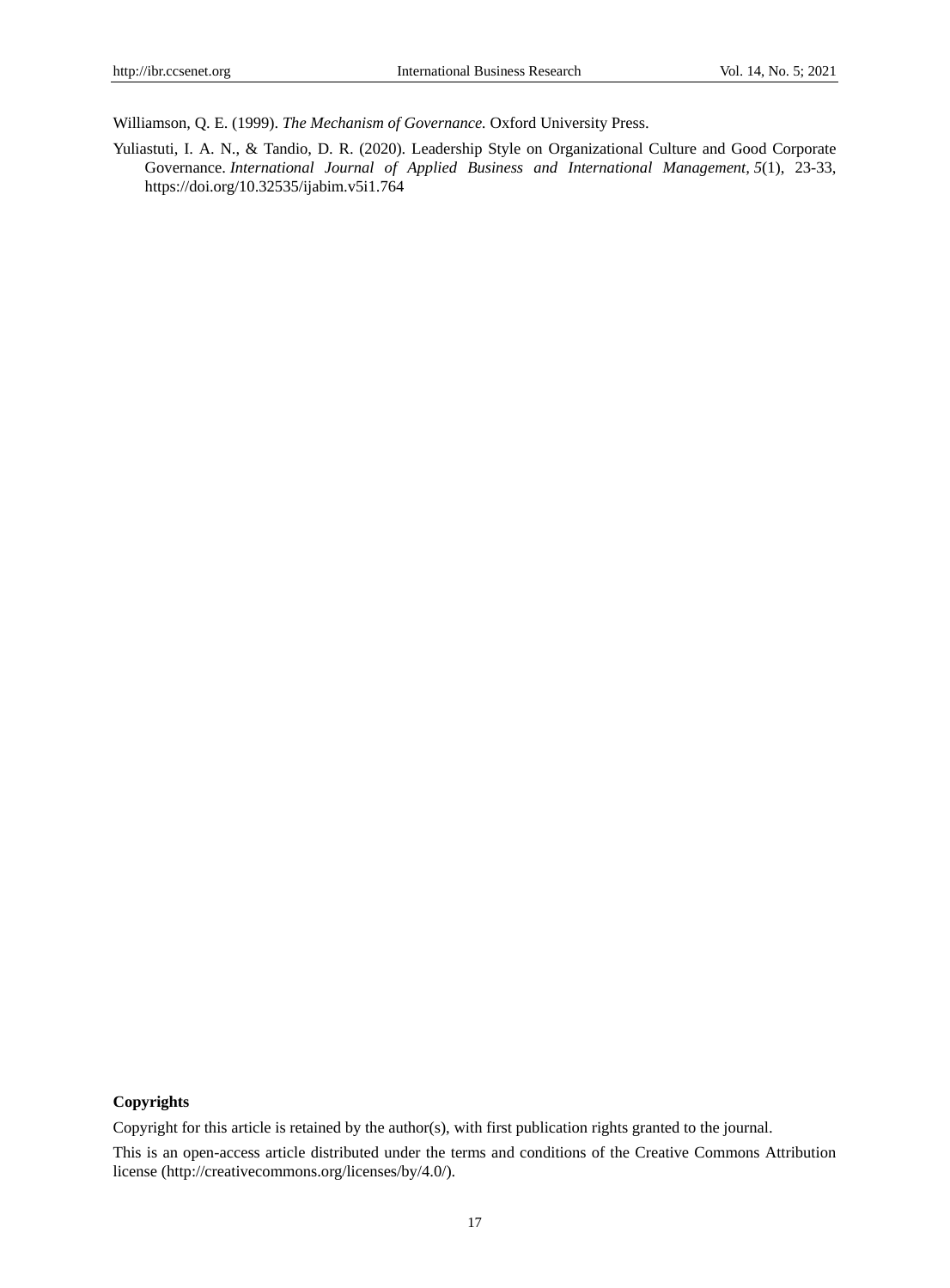Williamson, Q. E. (1999). *The Mechanism of Governance.* Oxford University Press.

Yuliastuti, I. A. N., & Tandio, D. R. (2020). Leadership Style on Organizational Culture and Good Corporate Governance. *International Journal of Applied Business and International Management, 5*(1), 23-33, https://doi.org/10.32535/ijabim.v5i1.764

**Copyrights**

Copyright for this article is retained by the author(s), with first publication rights granted to the journal.

This is an open-access article distributed under the terms and conditions of the Creative Commons Attribution license (http://creativecommons.org/licenses/by/4.0/).